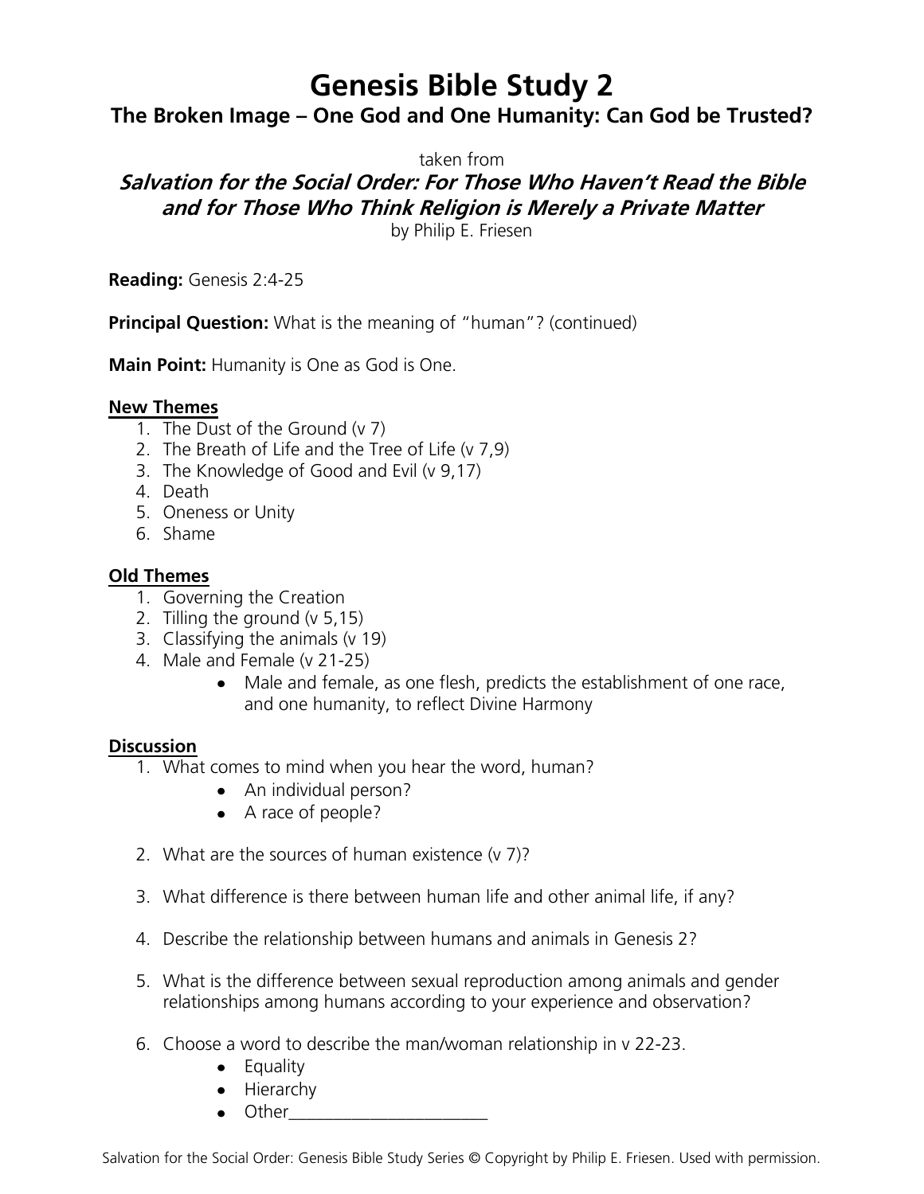# Genesis Bible Study 2

## The Broken Image – One God and One Humanity: Can God be Trusted?

taken from

***Salvation for the Social Order: For Those Who Haven't Read the Bible and for Those Who Think Religion is Merely a Private Matter***

by Philip E. Friesen

**Reading:** Genesis 2:4-25

**Principal Question:** What is the meaning of "human"? (continued)

**Main Point:** Humanity is One as God is One.

**New Themes**

1. The Dust of the Ground (v 7)
2. The Breath of Life and the Tree of Life (v 7,9)
3. The Knowledge of Good and Evil (v 9,17)
4. Death
5. Oneness or Unity
6. Shame

**Old Themes**

1. Governing the Creation
2. Tilling the ground (v 5,15)
3. Classifying the animals (v 19)
4. Male and Female (v 21-25)
   - Male and female, as one flesh, predicts the establishment of one race, and one humanity, to reflect Divine Harmony

**Discussion**

1. What comes to mind when you hear the word, human?
   - An individual person?
   - A race of people?
2. What are the sources of human existence (v 7)?
3. What difference is there between human life and other animal life, if any?
4. Describe the relationship between humans and animals in Genesis 2?
5. What is the difference between sexual reproduction among animals and gender relationships among humans according to your experience and observation?
6. Choose a word to describe the man/woman relationship in v 22-23.
   - Equality
   - Hierarchy
   - Other______________________

Salvation for the Social Order: Genesis Bible Study Series © Copyright by Philip E. Friesen. Used with permission.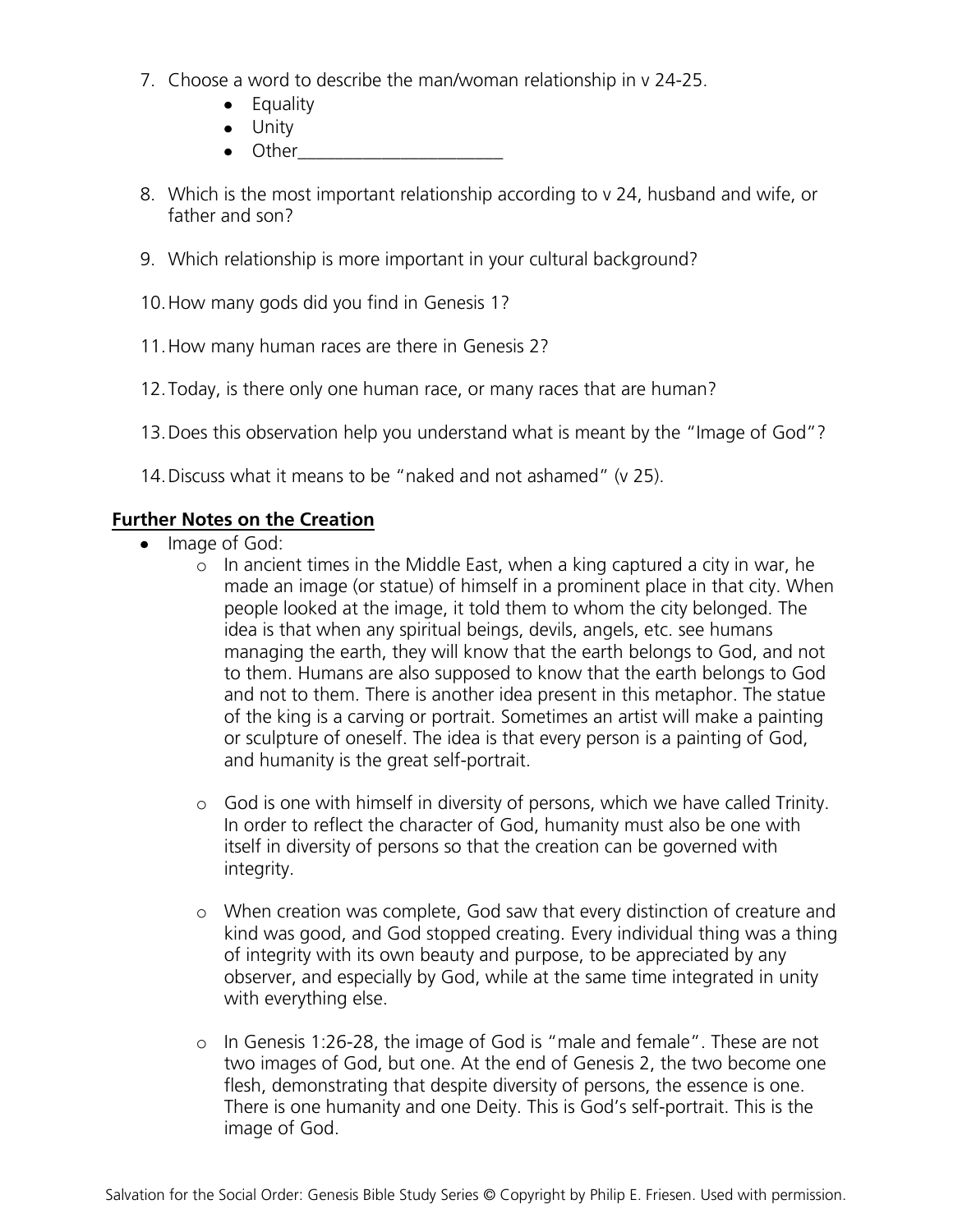7. Choose a word to describe the man/woman relationship in v 24-25.
    - Equality
    - Unity
    - Other______________________

8. Which is the most important relationship according to v 24, husband and wife, or father and son?

9. Which relationship is more important in your cultural background?

10. How many gods did you find in Genesis 1?

11. How many human races are there in Genesis 2?

12. Today, is there only one human race, or many races that are human?

13. Does this observation help you understand what is meant by the "Image of God"?

14. Discuss what it means to be "naked and not ashamed" (v 25).

**Further Notes on the Creation**

- Image of God:
    - In ancient times in the Middle East, when a king captured a city in war, he made an image (or statue) of himself in a prominent place in that city. When people looked at the image, it told them to whom the city belonged. The idea is that when any spiritual beings, devils, angels, etc. see humans managing the earth, they will know that the earth belongs to God, and not to them. Humans are also supposed to know that the earth belongs to God and not to them. There is another idea present in this metaphor. The statue of the king is a carving or portrait. Sometimes an artist will make a painting or sculpture of oneself. The idea is that every person is a painting of God, and humanity is the great self-portrait.

    - God is one with himself in diversity of persons, which we have called Trinity. In order to reflect the character of God, humanity must also be one with itself in diversity of persons so that the creation can be governed with integrity.

    - When creation was complete, God saw that every distinction of creature and kind was good, and God stopped creating. Every individual thing was a thing of integrity with its own beauty and purpose, to be appreciated by any observer, and especially by God, while at the same time integrated in unity with everything else.

    - In Genesis 1:26-28, the image of God is "male and female". These are not two images of God, but one. At the end of Genesis 2, the two become one flesh, demonstrating that despite diversity of persons, the essence is one. There is one humanity and one Deity. This is God's self-portrait. This is the image of God.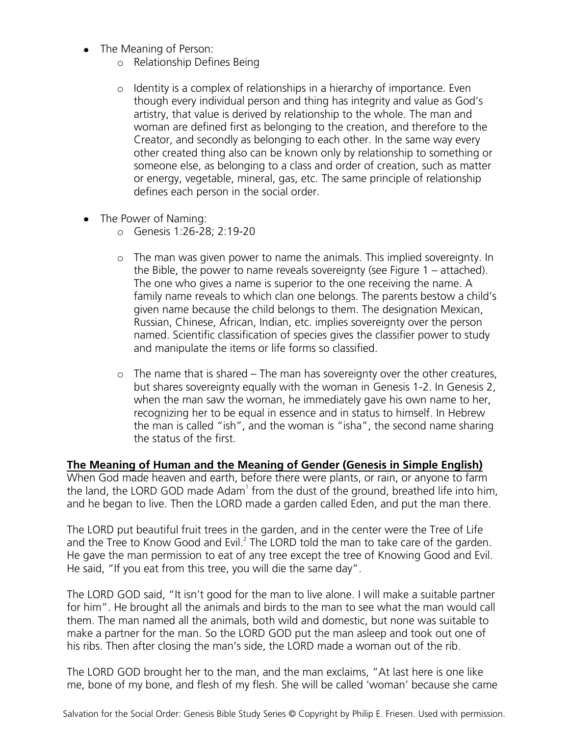- The Meaning of Person:
    - Relationship Defines Being
    - Identity is a complex of relationships in a hierarchy of importance. Even though every individual person and thing has integrity and value as God's artistry, that value is derived by relationship to the whole. The man and woman are defined first as belonging to the creation, and therefore to the Creator, and secondly as belonging to each other. In the same way every other created thing also can be known only by relationship to something or someone else, as belonging to a class and order of creation, such as matter or energy, vegetable, mineral, gas, etc. The same principle of relationship defines each person in the social order.
- The Power of Naming:
    - Genesis 1:26-28; 2:19-20
    - The man was given power to name the animals. This implied sovereignty. In the Bible, the power to name reveals sovereignty (see Figure 1 – attached). The one who gives a name is superior to the one receiving the name. A family name reveals to which clan one belongs. The parents bestow a child's given name because the child belongs to them. The designation Mexican, Russian, Chinese, African, Indian, etc. implies sovereignty over the person named. Scientific classification of species gives the classifier power to study and manipulate the items or life forms so classified.
    - The name that is shared – The man has sovereignty over the other creatures, but shares sovereignty equally with the woman in Genesis 1-2. In Genesis 2, when the man saw the woman, he immediately gave his own name to her, recognizing her to be equal in essence and in status to himself. In Hebrew the man is called "ish", and the woman is "isha", the second name sharing the status of the first.

**<u>The Meaning of Human and the Meaning of Gender (Genesis in Simple English)</u>**

When God made heaven and earth, before there were plants, or rain, or anyone to farm the land, the LORD GOD made Adam[1] from the dust of the ground, breathed life into him, and he began to live. Then the LORD made a garden called Eden, and put the man there.

The LORD put beautiful fruit trees in the garden, and in the center were the Tree of Life and the Tree to Know Good and Evil.[2] The LORD told the man to take care of the garden. He gave the man permission to eat of any tree except the tree of Knowing Good and Evil. He said, "If you eat from this tree, you will die the same day".

The LORD GOD said, "It isn't good for the man to live alone. I will make a suitable partner for him". He brought all the animals and birds to the man to see what the man would call them. The man named all the animals, both wild and domestic, but none was suitable to make a partner for the man. So the LORD GOD put the man asleep and took out one of his ribs. Then after closing the man's side, the LORD made a woman out of the rib.

The LORD GOD brought her to the man, and the man exclaims, "At last here is one like me, bone of my bone, and flesh of my flesh. She will be called 'woman' because she came

Salvation for the Social Order: Genesis Bible Study Series © Copyright by Philip E. Friesen. Used with permission.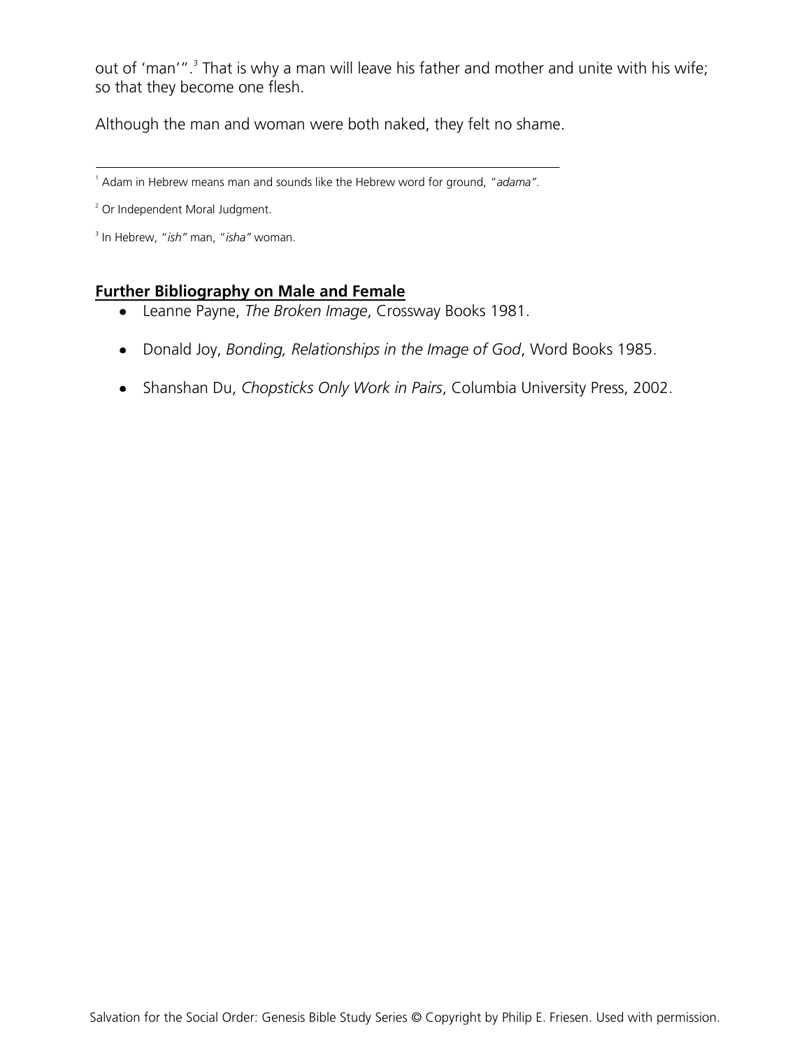out of 'man'".[3] That is why a man will leave his father and mother and unite with his wife; so that they become one flesh.

Although the man and woman were both naked, they felt no shame.

---

[1] Adam in Hebrew means man and sounds like the Hebrew word for ground, "*adama*".

[2] Or Independent Moral Judgment.

[3] In Hebrew, "*ish*" man, "*isha*" woman.

**Further Bibliography on Male and Female**

- Leanne Payne, *The Broken Image*, Crossway Books 1981.
- Donald Joy, *Bonding, Relationships in the Image of God*, Word Books 1985.
- Shanshan Du, *Chopsticks Only Work in Pairs*, Columbia University Press, 2002.

Salvation for the Social Order: Genesis Bible Study Series © Copyright by Philip E. Friesen. Used with permission.